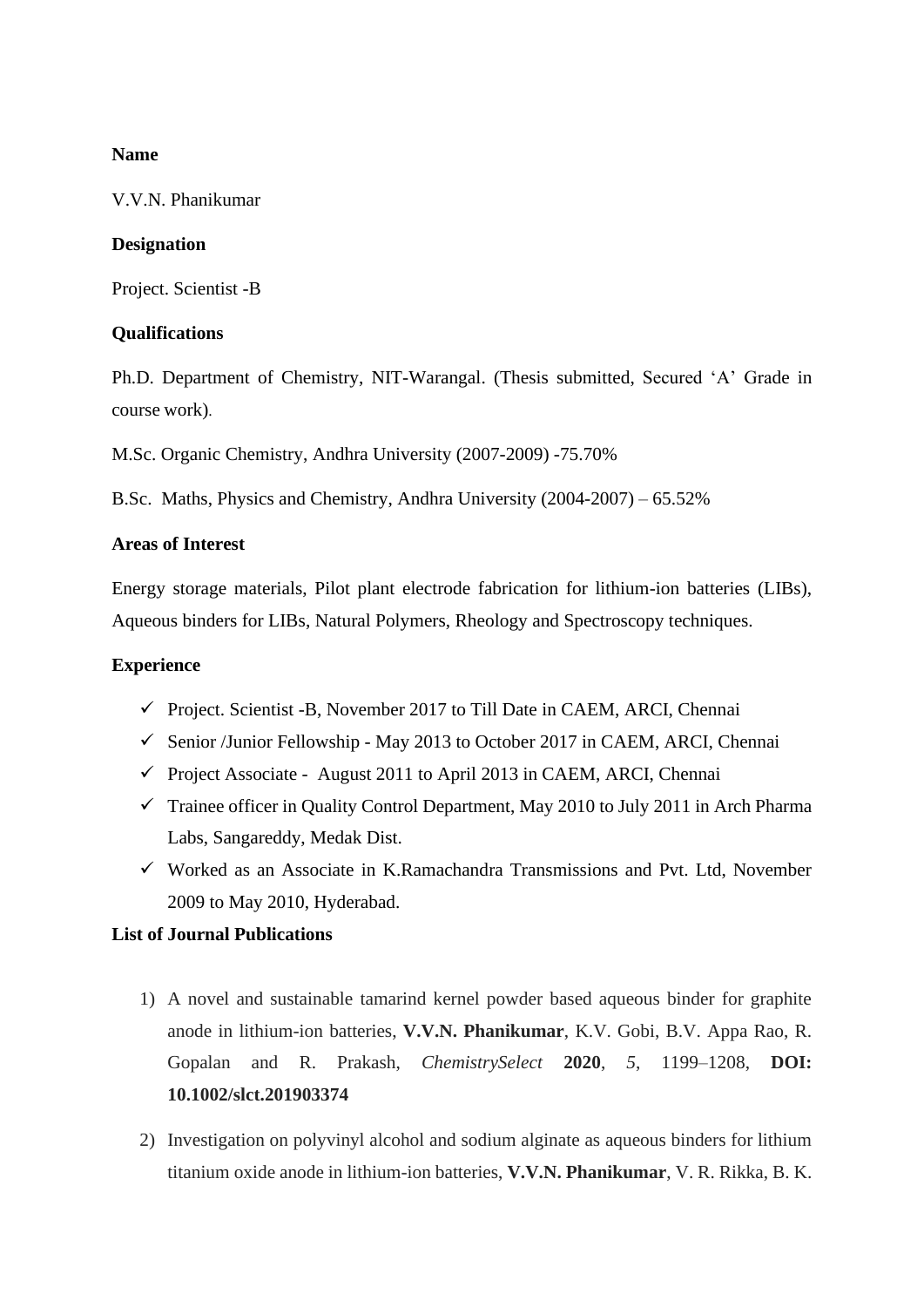**Name**

V.V.N. Phanikumar

**Designation**

Project. Scientist -B

**Qualifications**

Ph.D. Department of Chemistry, NIT-Warangal. (Thesis submitted, Secured 'A' Grade in course work).

M.Sc. Organic Chemistry, Andhra University (2007-2009) -75.70%

B.Sc. Maths, Physics and Chemistry, Andhra University (2004-2007) – 65.52%

**Areas of Interest**

Energy storage materials, Pilot plant electrode fabrication for lithium-ion batteries (LIBs), Aqueous binders for LIBs, Natural Polymers, Rheology and Spectroscopy techniques.

**Experience**

- ✓ Project. Scientist -B, November 2017 to Till Date in CAEM, ARCI, Chennai
- ✓ Senior /Junior Fellowship - May 2013 to October 2017 in CAEM, ARCI, Chennai
- ✓ Project Associate - August 2011 to April 2013 in CAEM, ARCI, Chennai
- ✓ Trainee officer in Quality Control Department, May 2010 to July 2011 in Arch Pharma Labs, Sangareddy, Medak Dist.
- ✓ Worked as an Associate in K.Ramachandra Transmissions and Pvt. Ltd, November 2009 to May 2010, Hyderabad.

**List of Journal Publications**

1) A novel and sustainable tamarind kernel powder based aqueous binder for graphite anode in lithium-ion batteries, **V.V.N. Phanikumar**, K.V. Gobi, B.V. Appa Rao, R. Gopalan and R. Prakash, *ChemistrySelect* **2020**, *5*, 1199–1208, **DOI: 10.1002/slct.201903374**

2) Investigation on polyvinyl alcohol and sodium alginate as aqueous binders for lithium titanium oxide anode in lithium-ion batteries, **V.V.N. Phanikumar**, V. R. Rikka, B. K.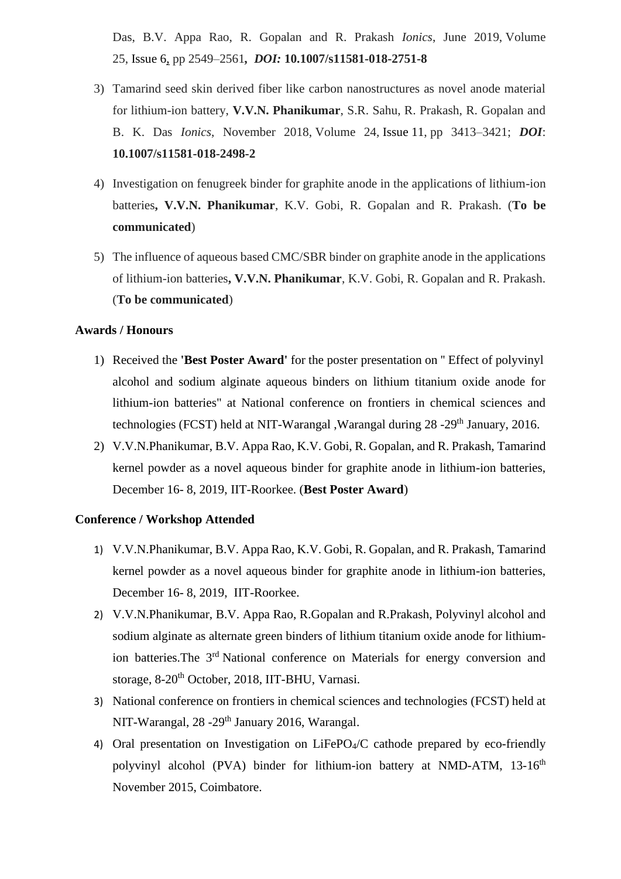Das, B.V. Appa Rao, R. Gopalan and R. Prakash *Ionics*, June 2019, Volume 25, Issue 6, pp 2549–2561**,** ***DOI:*** **10.1007/s11581-018-2751-8**

3) Tamarind seed skin derived fiber like carbon nanostructures as novel anode material for lithium-ion battery, **V.V.N. Phanikumar**, S.R. Sahu, R. Prakash, R. Gopalan and B. K. Das *Ionics*, November 2018, Volume 24, Issue 11, pp 3413–3421; ***DOI***: **10.1007/s11581-018-2498-2**

4) Investigation on fenugreek binder for graphite anode in the applications of lithium-ion batteries**, V.V.N. Phanikumar**, K.V. Gobi, R. Gopalan and R. Prakash. (**To be communicated**)

5) The influence of aqueous based CMC/SBR binder on graphite anode in the applications of lithium-ion batteries**, V.V.N. Phanikumar**, K.V. Gobi, R. Gopalan and R. Prakash. (**To be communicated**)

**Awards / Honours**

1) Received the **'Best Poster Award'** for the poster presentation on " Effect of polyvinyl alcohol and sodium alginate aqueous binders on lithium titanium oxide anode for lithium-ion batteries" at National conference on frontiers in chemical sciences and technologies (FCST) held at NIT-Warangal ,Warangal during 28 -29th January, 2016.
2) V.V.N.Phanikumar, B.V. Appa Rao, K.V. Gobi, R. Gopalan, and R. Prakash, Tamarind kernel powder as a novel aqueous binder for graphite anode in lithium-ion batteries, December 16- 8, 2019, IIT-Roorkee. (**Best Poster Award**)

**Conference / Workshop Attended**

1) V.V.N.Phanikumar, B.V. Appa Rao, K.V. Gobi, R. Gopalan, and R. Prakash, Tamarind kernel powder as a novel aqueous binder for graphite anode in lithium-ion batteries, December 16- 8, 2019, IIT-Roorkee.
2) V.V.N.Phanikumar, B.V. Appa Rao, R.Gopalan and R.Prakash, Polyvinyl alcohol and sodium alginate as alternate green binders of lithium titanium oxide anode for lithium-ion batteries.The 3rd National conference on Materials for energy conversion and storage, 8-20th October, 2018, IIT-BHU, Varnasi.
3) National conference on frontiers in chemical sciences and technologies (FCST) held at NIT-Warangal, 28 -29th January 2016, Warangal.
4) Oral presentation on Investigation on $LiFePO_4$/C cathode prepared by eco-friendly polyvinyl alcohol (PVA) binder for lithium-ion battery at NMD-ATM, 13-16th November 2015, Coimbatore.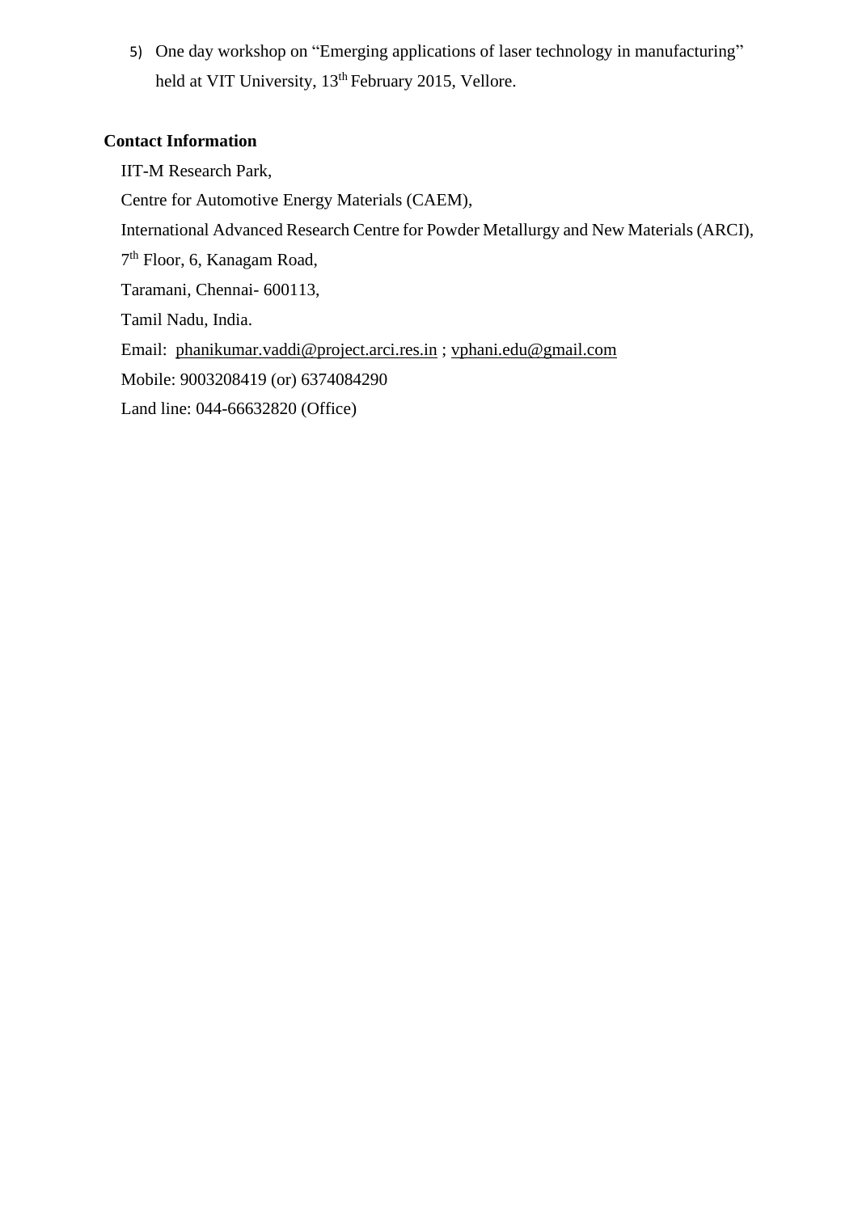5) One day workshop on "Emerging applications of laser technology in manufacturing" held at VIT University, 13th February 2015, Vellore.

**Contact Information**

IIT-M Research Park,

Centre for Automotive Energy Materials (CAEM),

International Advanced Research Centre for Powder Metallurgy and New Materials (ARCI),

7th Floor, 6, Kanagam Road,

Taramani, Chennai- 600113,

Tamil Nadu, India.

Email: phanikumar.vaddi@project.arci.res.in ; vphani.edu@gmail.com

Mobile: 9003208419 (or) 6374084290

Land line: 044-66632820 (Office)